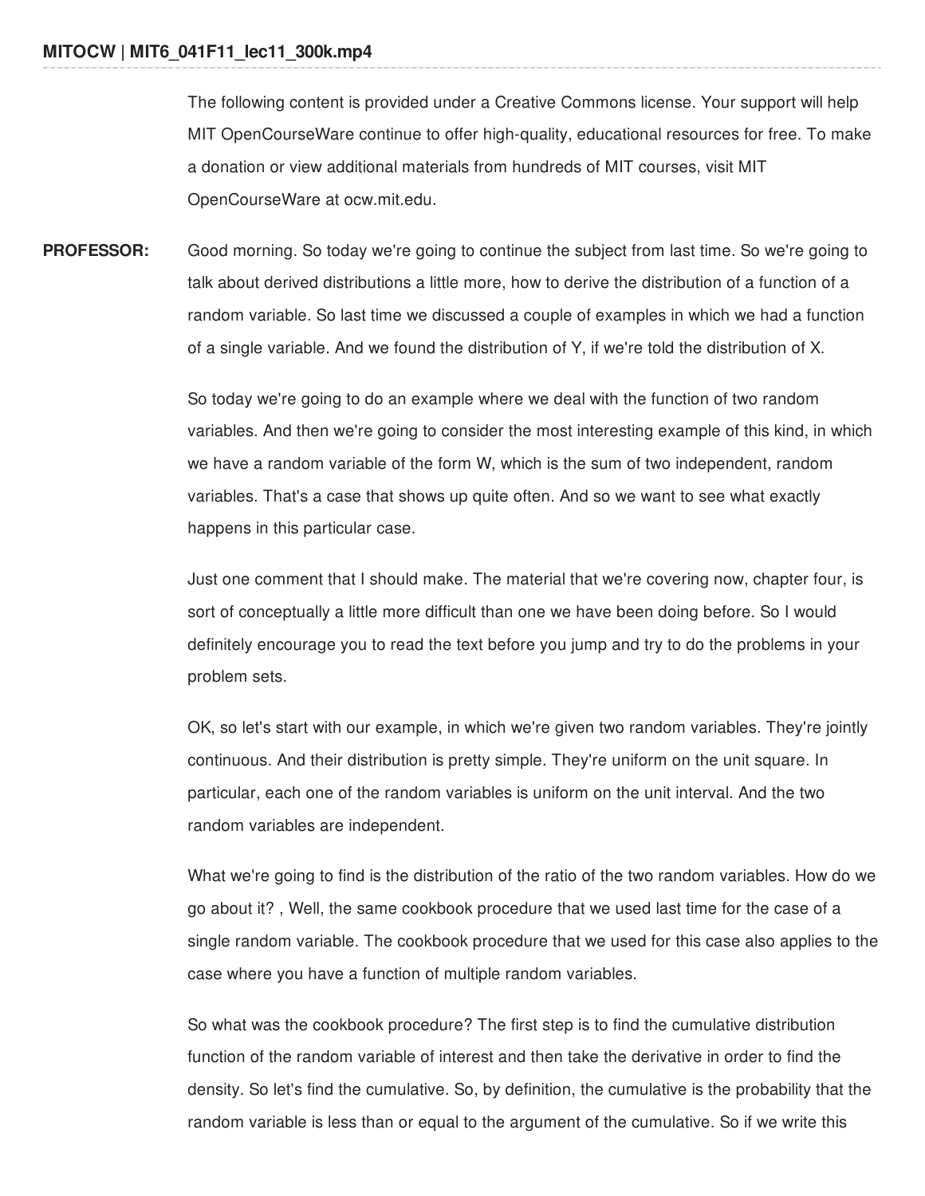The following content is provided under a Creative Commons license. Your support will help MIT OpenCourseWare continue to offer high-quality, educational resources for free. To make a donation or view additional materials from hundreds of MIT courses, visit MIT OpenCourseWare at ocw.mit.edu.

**PROFESSOR:** Good morning. So today we're going to continue the subject from last time. So we're going to talk about derived distributions a little more, how to derive the distribution of a function of a random variable. So last time we discussed a couple of examples in which we had a function of a single variable. And we found the distribution of Y, if we're told the distribution of X.

So today we're going to do an example where we deal with the function of two random variables. And then we're going to consider the most interesting example of this kind, in which we have a random variable of the form W, which is the sum of two independent, random variables. That's a case that shows up quite often. And so we want to see what exactly happens in this particular case.

Just one comment that I should make. The material that we're covering now, chapter four, is sort of conceptually a little more difficult than one we have been doing before. So I would definitely encourage you to read the text before you jump and try to do the problems in your problem sets.

OK, so let's start with our example, in which we're given two random variables. They're jointly continuous. And their distribution is pretty simple. They're uniform on the unit square. In particular, each one of the random variables is uniform on the unit interval. And the two random variables are independent.

What we're going to find is the distribution of the ratio of the two random variables. How do we go about it? , Well, the same cookbook procedure that we used last time for the case of a single random variable. The cookbook procedure that we used for this case also applies to the case where you have a function of multiple random variables.

So what was the cookbook procedure? The first step is to find the cumulative distribution function of the random variable of interest and then take the derivative in order to find the density. So let's find the cumulative. So, by definition, the cumulative is the probability that the random variable is less than or equal to the argument of the cumulative. So if we write this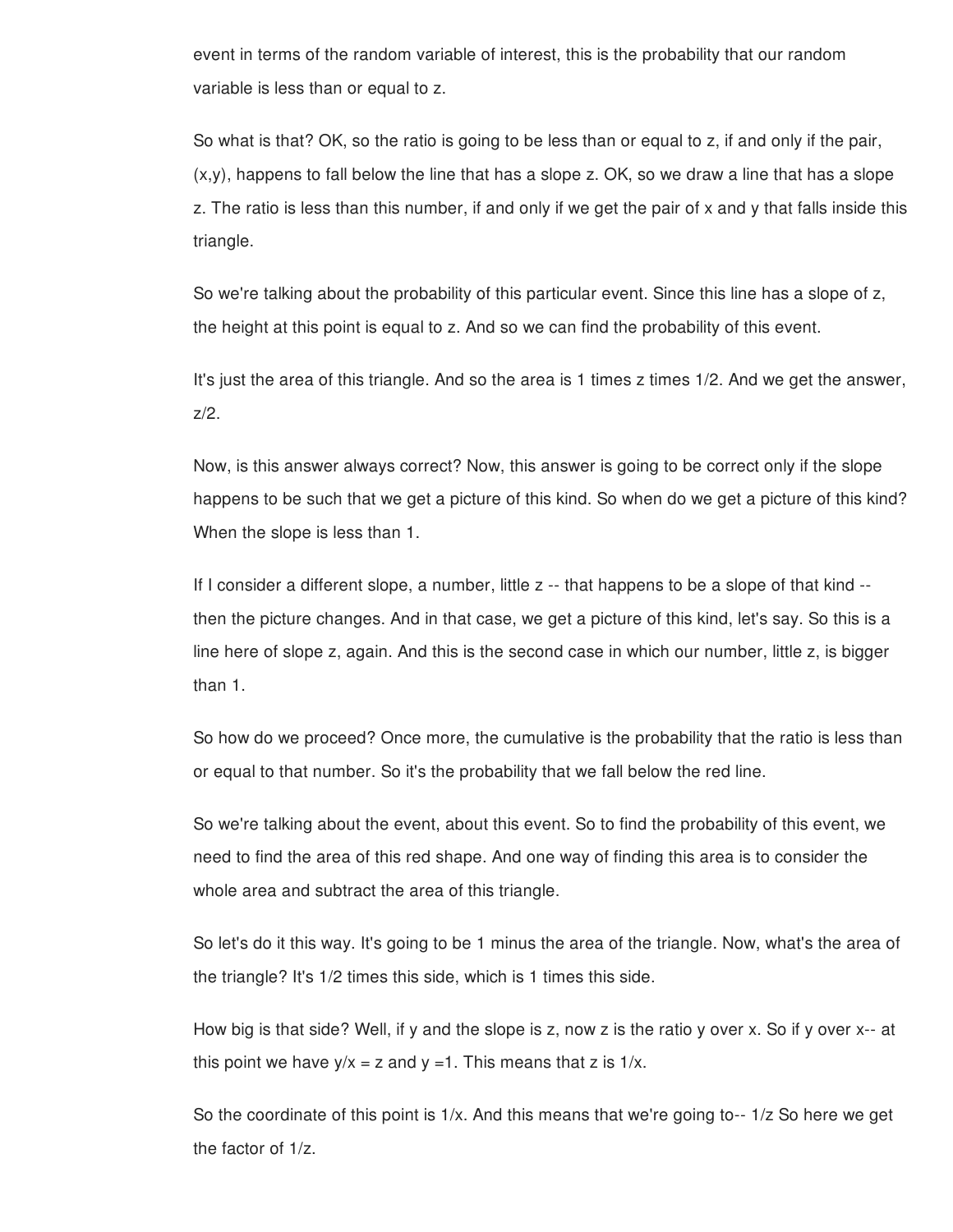event in terms of the random variable of interest, this is the probability that our random variable is less than or equal to z.

So what is that? OK, so the ratio is going to be less than or equal to z, if and only if the pair, (x,y), happens to fall below the line that has a slope z. OK, so we draw a line that has a slope z. The ratio is less than this number, if and only if we get the pair of x and y that falls inside this triangle.

So we're talking about the probability of this particular event. Since this line has a slope of z, the height at this point is equal to z. And so we can find the probability of this event.

It's just the area of this triangle. And so the area is 1 times z times 1/2. And we get the answer, z/2.

Now, is this answer always correct? Now, this answer is going to be correct only if the slope happens to be such that we get a picture of this kind. So when do we get a picture of this kind? When the slope is less than 1.

If I consider a different slope, a number, little z -- that happens to be a slope of that kind -- then the picture changes. And in that case, we get a picture of this kind, let's say. So this is a line here of slope z, again. And this is the second case in which our number, little z, is bigger than 1.

So how do we proceed? Once more, the cumulative is the probability that the ratio is less than or equal to that number. So it's the probability that we fall below the red line.

So we're talking about the event, about this event. So to find the probability of this event, we need to find the area of this red shape. And one way of finding this area is to consider the whole area and subtract the area of this triangle.

So let's do it this way. It's going to be 1 minus the area of the triangle. Now, what's the area of the triangle? It's 1/2 times this side, which is 1 times this side.

How big is that side? Well, if y and the slope is z, now z is the ratio y over x. So if y over x-- at this point we have y/x = z and y =1. This means that z is 1/x.

So the coordinate of this point is 1/x. And this means that we're going to-- 1/z So here we get the factor of 1/z.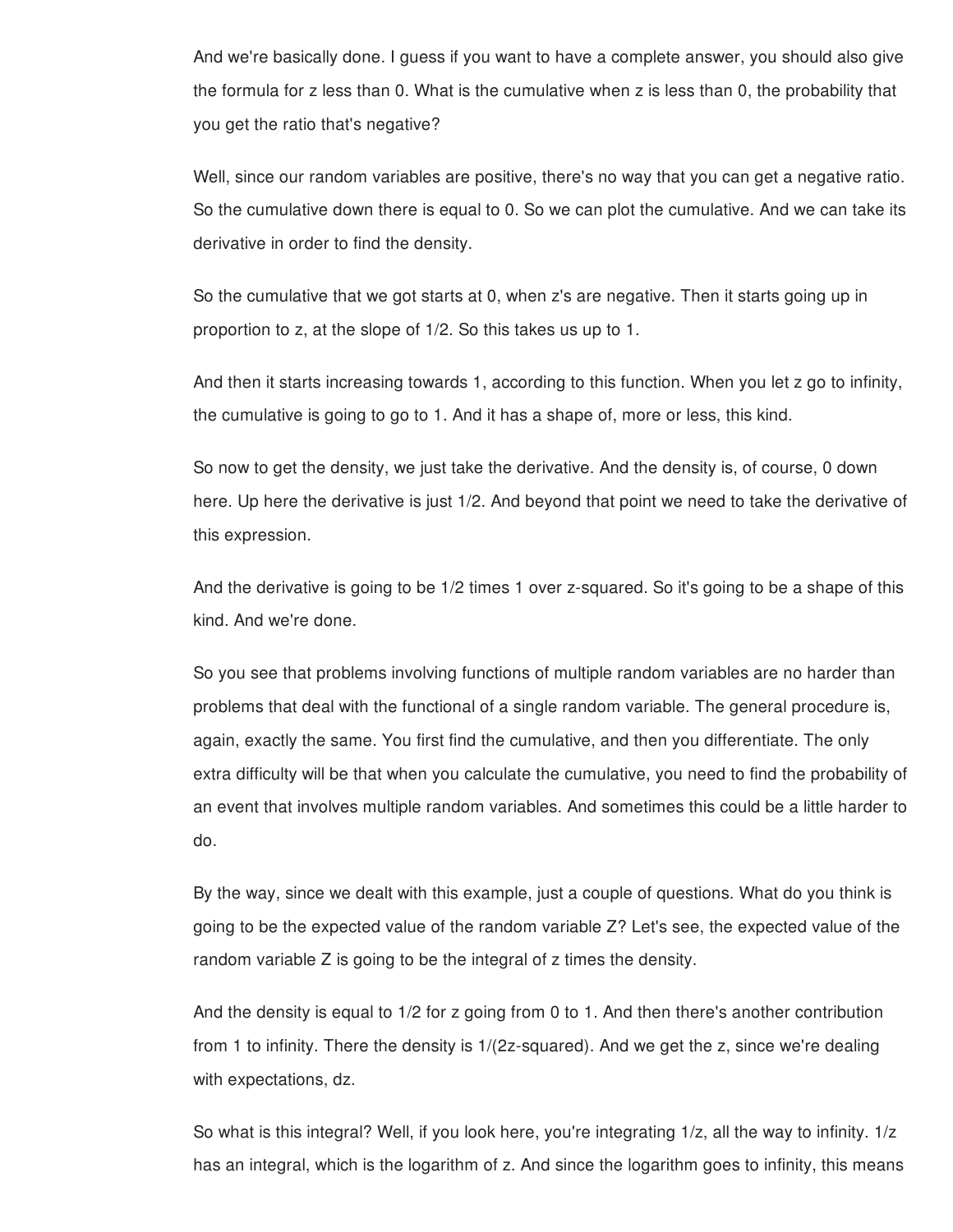And we're basically done. I guess if you want to have a complete answer, you should also give the formula for z less than 0. What is the cumulative when z is less than 0, the probability that you get the ratio that's negative?

Well, since our random variables are positive, there's no way that you can get a negative ratio. So the cumulative down there is equal to 0. So we can plot the cumulative. And we can take its derivative in order to find the density.

So the cumulative that we got starts at 0, when z's are negative. Then it starts going up in proportion to z, at the slope of 1/2. So this takes us up to 1.

And then it starts increasing towards 1, according to this function. When you let z go to infinity, the cumulative is going to go to 1. And it has a shape of, more or less, this kind.

So now to get the density, we just take the derivative. And the density is, of course, 0 down here. Up here the derivative is just 1/2. And beyond that point we need to take the derivative of this expression.

And the derivative is going to be 1/2 times 1 over z-squared. So it's going to be a shape of this kind. And we're done.

So you see that problems involving functions of multiple random variables are no harder than problems that deal with the functional of a single random variable. The general procedure is, again, exactly the same. You first find the cumulative, and then you differentiate. The only extra difficulty will be that when you calculate the cumulative, you need to find the probability of an event that involves multiple random variables. And sometimes this could be a little harder to do.

By the way, since we dealt with this example, just a couple of questions. What do you think is going to be the expected value of the random variable Z? Let's see, the expected value of the random variable Z is going to be the integral of z times the density.

And the density is equal to 1/2 for z going from 0 to 1. And then there's another contribution from 1 to infinity. There the density is 1/(2z-squared). And we get the z, since we're dealing with expectations, dz.

So what is this integral? Well, if you look here, you're integrating 1/z, all the way to infinity. 1/z has an integral, which is the logarithm of z. And since the logarithm goes to infinity, this means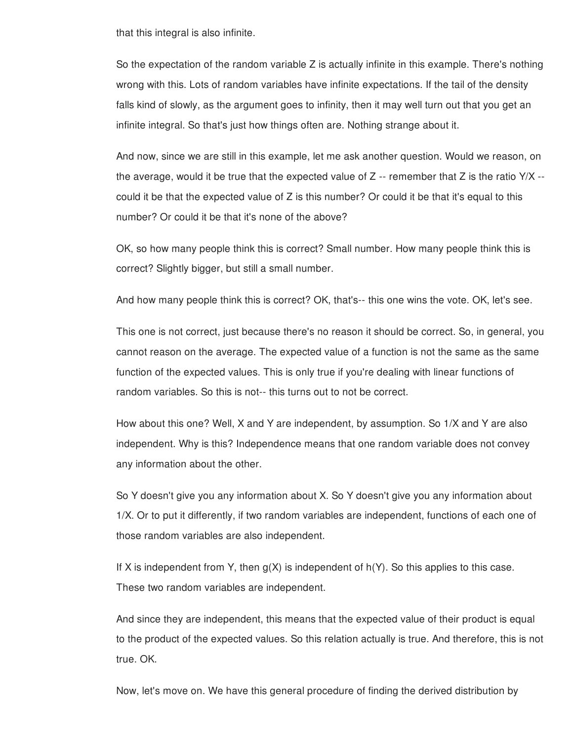that this integral is also infinite.

So the expectation of the random variable Z is actually infinite in this example. There's nothing wrong with this. Lots of random variables have infinite expectations. If the tail of the density falls kind of slowly, as the argument goes to infinity, then it may well turn out that you get an infinite integral. So that's just how things often are. Nothing strange about it.

And now, since we are still in this example, let me ask another question. Would we reason, on the average, would it be true that the expected value of Z -- remember that Z is the ratio Y/X -- could it be that the expected value of Z is this number? Or could it be that it's equal to this number? Or could it be that it's none of the above?

OK, so how many people think this is correct? Small number. How many people think this is correct? Slightly bigger, but still a small number.

And how many people think this is correct? OK, that's-- this one wins the vote. OK, let's see.

This one is not correct, just because there's no reason it should be correct. So, in general, you cannot reason on the average. The expected value of a function is not the same as the same function of the expected values. This is only true if you're dealing with linear functions of random variables. So this is not-- this turns out to not be correct.

How about this one? Well, X and Y are independent, by assumption. So 1/X and Y are also independent. Why is this? Independence means that one random variable does not convey any information about the other.

So Y doesn't give you any information about X. So Y doesn't give you any information about 1/X. Or to put it differently, if two random variables are independent, functions of each one of those random variables are also independent.

If X is independent from Y, then g(X) is independent of h(Y). So this applies to this case. These two random variables are independent.

And since they are independent, this means that the expected value of their product is equal to the product of the expected values. So this relation actually is true. And therefore, this is not true. OK.

Now, let's move on. We have this general procedure of finding the derived distribution by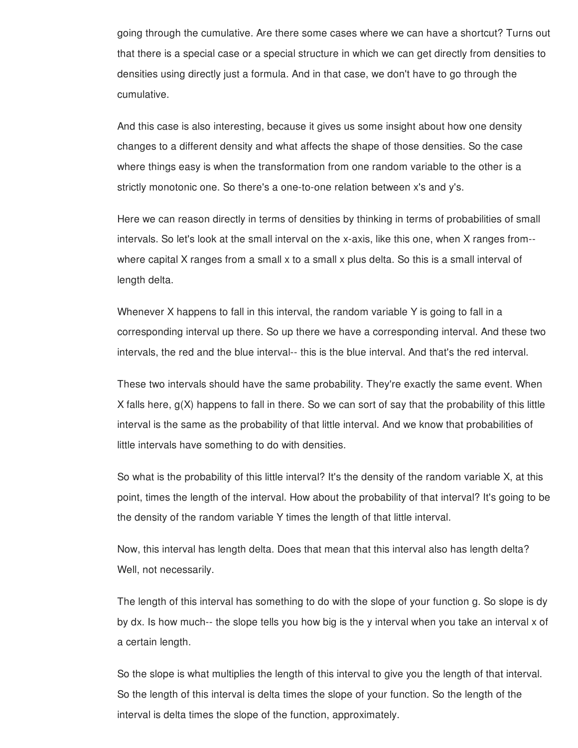going through the cumulative. Are there some cases where we can have a shortcut? Turns out that there is a special case or a special structure in which we can get directly from densities to densities using directly just a formula. And in that case, we don't have to go through the cumulative.

And this case is also interesting, because it gives us some insight about how one density changes to a different density and what affects the shape of those densities. So the case where things easy is when the transformation from one random variable to the other is a strictly monotonic one. So there's a one-to-one relation between x's and y's.

Here we can reason directly in terms of densities by thinking in terms of probabilities of small intervals. So let's look at the small interval on the x-axis, like this one, when X ranges from-- where capital X ranges from a small x to a small x plus delta. So this is a small interval of length delta.

Whenever X happens to fall in this interval, the random variable Y is going to fall in a corresponding interval up there. So up there we have a corresponding interval. And these two intervals, the red and the blue interval-- this is the blue interval. And that's the red interval.

These two intervals should have the same probability. They're exactly the same event. When X falls here, g(X) happens to fall in there. So we can sort of say that the probability of this little interval is the same as the probability of that little interval. And we know that probabilities of little intervals have something to do with densities.

So what is the probability of this little interval? It's the density of the random variable X, at this point, times the length of the interval. How about the probability of that interval? It's going to be the density of the random variable Y times the length of that little interval.

Now, this interval has length delta. Does that mean that this interval also has length delta? Well, not necessarily.

The length of this interval has something to do with the slope of your function g. So slope is dy by dx. Is how much-- the slope tells you how big is the y interval when you take an interval x of a certain length.

So the slope is what multiplies the length of this interval to give you the length of that interval. So the length of this interval is delta times the slope of your function. So the length of the interval is delta times the slope of the function, approximately.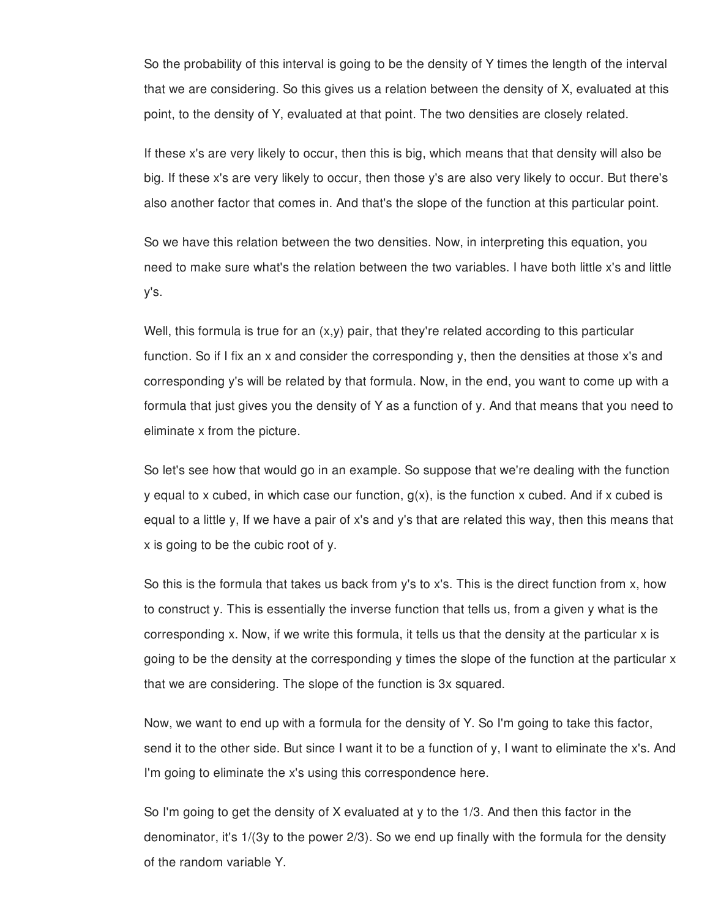So the probability of this interval is going to be the density of Y times the length of the interval that we are considering. So this gives us a relation between the density of X, evaluated at this point, to the density of Y, evaluated at that point. The two densities are closely related.

If these x's are very likely to occur, then this is big, which means that that density will also be big. If these x's are very likely to occur, then those y's are also very likely to occur. But there's also another factor that comes in. And that's the slope of the function at this particular point.

So we have this relation between the two densities. Now, in interpreting this equation, you need to make sure what's the relation between the two variables. I have both little x's and little y's.

Well, this formula is true for an (x,y) pair, that they're related according to this particular function. So if I fix an x and consider the corresponding y, then the densities at those x's and corresponding y's will be related by that formula. Now, in the end, you want to come up with a formula that just gives you the density of Y as a function of y. And that means that you need to eliminate x from the picture.

So let's see how that would go in an example. So suppose that we're dealing with the function y equal to x cubed, in which case our function, g(x), is the function x cubed. And if x cubed is equal to a little y, If we have a pair of x's and y's that are related this way, then this means that x is going to be the cubic root of y.

So this is the formula that takes us back from y's to x's. This is the direct function from x, how to construct y. This is essentially the inverse function that tells us, from a given y what is the corresponding x. Now, if we write this formula, it tells us that the density at the particular x is going to be the density at the corresponding y times the slope of the function at the particular x that we are considering. The slope of the function is 3x squared.

Now, we want to end up with a formula for the density of Y. So I'm going to take this factor, send it to the other side. But since I want it to be a function of y, I want to eliminate the x's. And I'm going to eliminate the x's using this correspondence here.

So I'm going to get the density of X evaluated at y to the 1/3. And then this factor in the denominator, it's 1/(3y to the power 2/3). So we end up finally with the formula for the density of the random variable Y.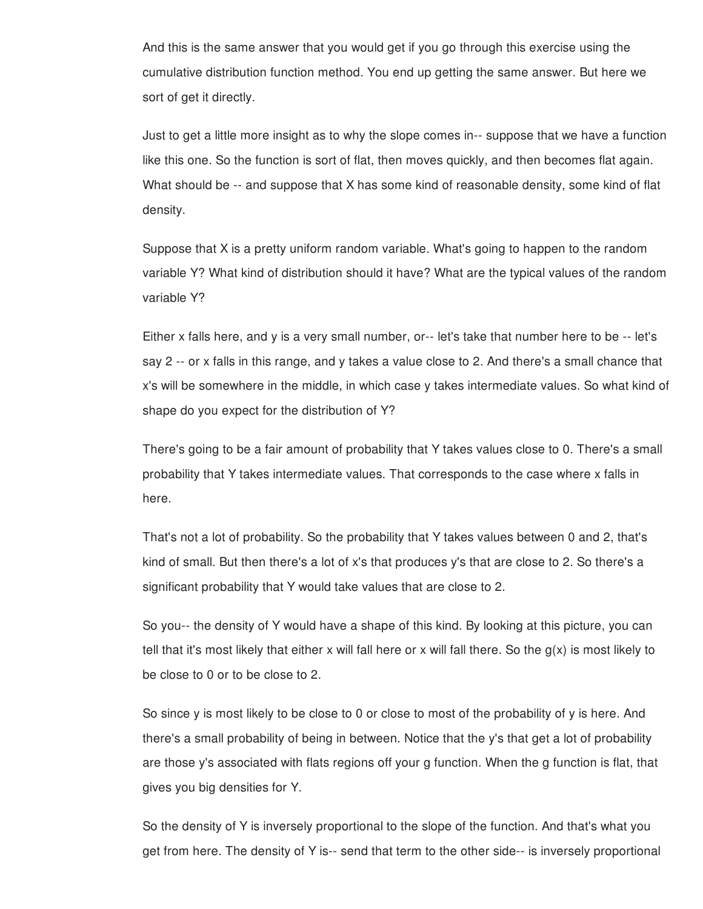And this is the same answer that you would get if you go through this exercise using the cumulative distribution function method. You end up getting the same answer. But here we sort of get it directly.

Just to get a little more insight as to why the slope comes in-- suppose that we have a function like this one. So the function is sort of flat, then moves quickly, and then becomes flat again. What should be -- and suppose that X has some kind of reasonable density, some kind of flat density.

Suppose that X is a pretty uniform random variable. What's going to happen to the random variable Y? What kind of distribution should it have? What are the typical values of the random variable Y?

Either x falls here, and y is a very small number, or-- let's take that number here to be -- let's say 2 -- or x falls in this range, and y takes a value close to 2. And there's a small chance that x's will be somewhere in the middle, in which case y takes intermediate values. So what kind of shape do you expect for the distribution of Y?

There's going to be a fair amount of probability that Y takes values close to 0. There's a small probability that Y takes intermediate values. That corresponds to the case where x falls in here.

That's not a lot of probability. So the probability that Y takes values between 0 and 2, that's kind of small. But then there's a lot of x's that produces y's that are close to 2. So there's a significant probability that Y would take values that are close to 2.

So you-- the density of Y would have a shape of this kind. By looking at this picture, you can tell that it's most likely that either x will fall here or x will fall there. So the g(x) is most likely to be close to 0 or to be close to 2.

So since y is most likely to be close to 0 or close to most of the probability of y is here. And there's a small probability of being in between. Notice that the y's that get a lot of probability are those y's associated with flats regions off your g function. When the g function is flat, that gives you big densities for Y.

So the density of Y is inversely proportional to the slope of the function. And that's what you get from here. The density of Y is-- send that term to the other side-- is inversely proportional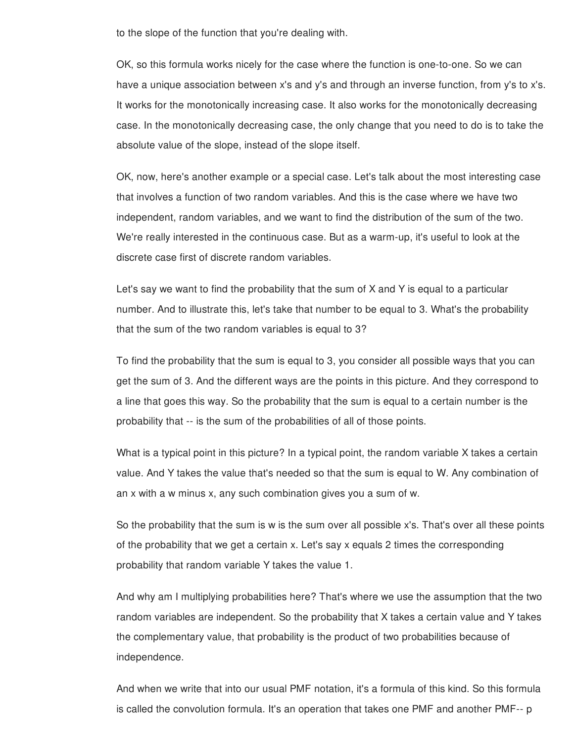to the slope of the function that you're dealing with.

OK, so this formula works nicely for the case where the function is one-to-one. So we can have a unique association between x's and y's and through an inverse function, from y's to x's. It works for the monotonically increasing case. It also works for the monotonically decreasing case. In the monotonically decreasing case, the only change that you need to do is to take the absolute value of the slope, instead of the slope itself.

OK, now, here's another example or a special case. Let's talk about the most interesting case that involves a function of two random variables. And this is the case where we have two independent, random variables, and we want to find the distribution of the sum of the two. We're really interested in the continuous case. But as a warm-up, it's useful to look at the discrete case first of discrete random variables.

Let's say we want to find the probability that the sum of X and Y is equal to a particular number. And to illustrate this, let's take that number to be equal to 3. What's the probability that the sum of the two random variables is equal to 3?

To find the probability that the sum is equal to 3, you consider all possible ways that you can get the sum of 3. And the different ways are the points in this picture. And they correspond to a line that goes this way. So the probability that the sum is equal to a certain number is the probability that -- is the sum of the probabilities of all of those points.

What is a typical point in this picture? In a typical point, the random variable X takes a certain value. And Y takes the value that's needed so that the sum is equal to W. Any combination of an x with a w minus x, any such combination gives you a sum of w.

So the probability that the sum is w is the sum over all possible x's. That's over all these points of the probability that we get a certain x. Let's say x equals 2 times the corresponding probability that random variable Y takes the value 1.

And why am I multiplying probabilities here? That's where we use the assumption that the two random variables are independent. So the probability that X takes a certain value and Y takes the complementary value, that probability is the product of two probabilities because of independence.

And when we write that into our usual PMF notation, it's a formula of this kind. So this formula is called the convolution formula. It's an operation that takes one PMF and another PMF-- p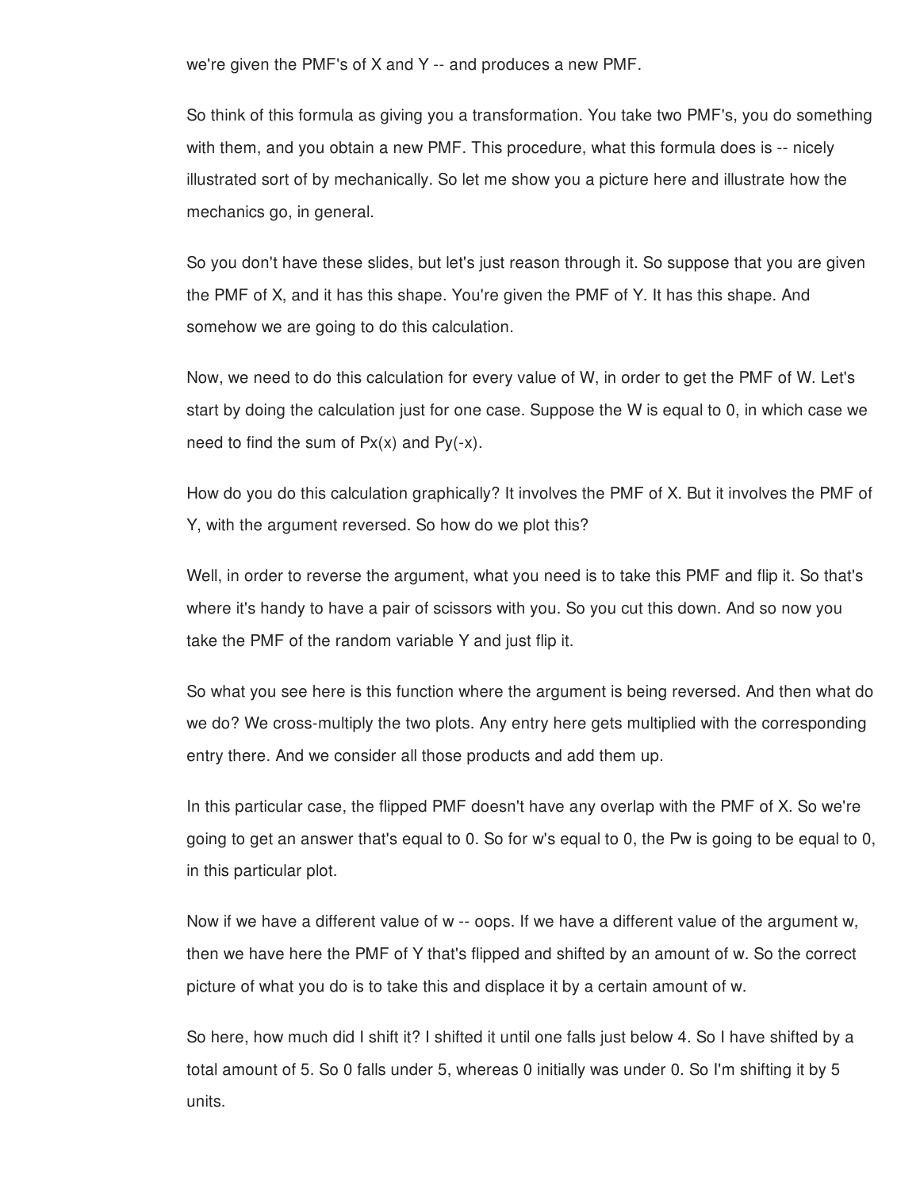we're given the PMF's of X and Y -- and produces a new PMF.

So think of this formula as giving you a transformation. You take two PMF's, you do something with them, and you obtain a new PMF. This procedure, what this formula does is -- nicely illustrated sort of by mechanically. So let me show you a picture here and illustrate how the mechanics go, in general.

So you don't have these slides, but let's just reason through it. So suppose that you are given the PMF of X, and it has this shape. You're given the PMF of Y. It has this shape. And somehow we are going to do this calculation.

Now, we need to do this calculation for every value of W, in order to get the PMF of W. Let's start by doing the calculation just for one case. Suppose the W is equal to 0, in which case we need to find the sum of Px(x) and Py(-x).

How do you do this calculation graphically? It involves the PMF of X. But it involves the PMF of Y, with the argument reversed. So how do we plot this?

Well, in order to reverse the argument, what you need is to take this PMF and flip it. So that's where it's handy to have a pair of scissors with you. So you cut this down. And so now you take the PMF of the random variable Y and just flip it.

So what you see here is this function where the argument is being reversed. And then what do we do? We cross-multiply the two plots. Any entry here gets multiplied with the corresponding entry there. And we consider all those products and add them up.

In this particular case, the flipped PMF doesn't have any overlap with the PMF of X. So we're going to get an answer that's equal to 0. So for w's equal to 0, the Pw is going to be equal to 0, in this particular plot.

Now if we have a different value of w -- oops. If we have a different value of the argument w, then we have here the PMF of Y that's flipped and shifted by an amount of w. So the correct picture of what you do is to take this and displace it by a certain amount of w.

So here, how much did I shift it? I shifted it until one falls just below 4. So I have shifted by a total amount of 5. So 0 falls under 5, whereas 0 initially was under 0. So I'm shifting it by 5 units.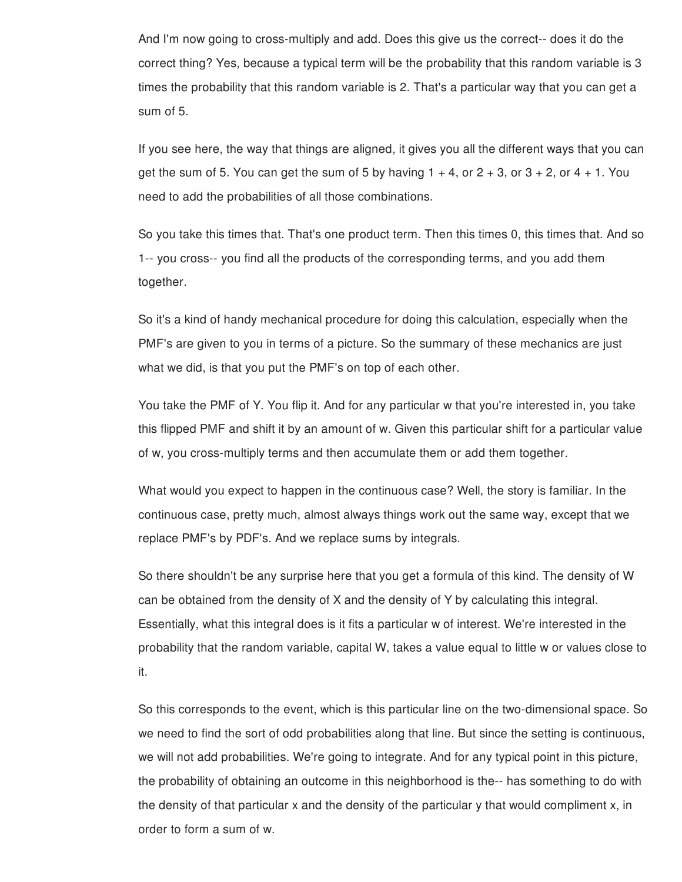And I'm now going to cross-multiply and add. Does this give us the correct-- does it do the correct thing? Yes, because a typical term will be the probability that this random variable is 3 times the probability that this random variable is 2. That's a particular way that you can get a sum of 5.

If you see here, the way that things are aligned, it gives you all the different ways that you can get the sum of 5. You can get the sum of 5 by having 1 + 4, or 2 + 3, or 3 + 2, or 4 + 1. You need to add the probabilities of all those combinations.

So you take this times that. That's one product term. Then this times 0, this times that. And so 1-- you cross-- you find all the products of the corresponding terms, and you add them together.

So it's a kind of handy mechanical procedure for doing this calculation, especially when the PMF's are given to you in terms of a picture. So the summary of these mechanics are just what we did, is that you put the PMF's on top of each other.

You take the PMF of Y. You flip it. And for any particular w that you're interested in, you take this flipped PMF and shift it by an amount of w. Given this particular shift for a particular value of w, you cross-multiply terms and then accumulate them or add them together.

What would you expect to happen in the continuous case? Well, the story is familiar. In the continuous case, pretty much, almost always things work out the same way, except that we replace PMF's by PDF's. And we replace sums by integrals.

So there shouldn't be any surprise here that you get a formula of this kind. The density of W can be obtained from the density of X and the density of Y by calculating this integral. Essentially, what this integral does is it fits a particular w of interest. We're interested in the probability that the random variable, capital W, takes a value equal to little w or values close to it.

So this corresponds to the event, which is this particular line on the two-dimensional space. So we need to find the sort of odd probabilities along that line. But since the setting is continuous, we will not add probabilities. We're going to integrate. And for any typical point in this picture, the probability of obtaining an outcome in this neighborhood is the-- has something to do with the density of that particular x and the density of the particular y that would compliment x, in order to form a sum of w.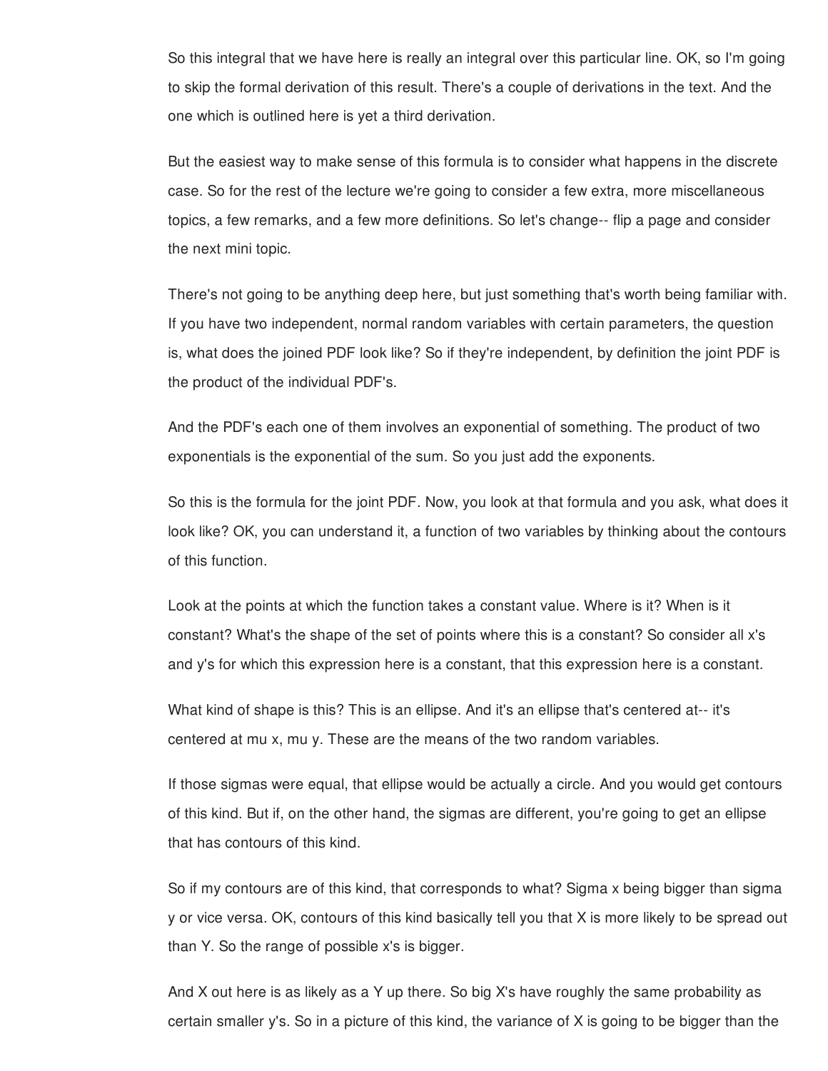So this integral that we have here is really an integral over this particular line. OK, so I'm going to skip the formal derivation of this result. There's a couple of derivations in the text. And the one which is outlined here is yet a third derivation.

But the easiest way to make sense of this formula is to consider what happens in the discrete case. So for the rest of the lecture we're going to consider a few extra, more miscellaneous topics, a few remarks, and a few more definitions. So let's change-- flip a page and consider the next mini topic.

There's not going to be anything deep here, but just something that's worth being familiar with. If you have two independent, normal random variables with certain parameters, the question is, what does the joined PDF look like? So if they're independent, by definition the joint PDF is the product of the individual PDF's.

And the PDF's each one of them involves an exponential of something. The product of two exponentials is the exponential of the sum. So you just add the exponents.

So this is the formula for the joint PDF. Now, you look at that formula and you ask, what does it look like? OK, you can understand it, a function of two variables by thinking about the contours of this function.

Look at the points at which the function takes a constant value. Where is it? When is it constant? What's the shape of the set of points where this is a constant? So consider all x's and y's for which this expression here is a constant, that this expression here is a constant.

What kind of shape is this? This is an ellipse. And it's an ellipse that's centered at-- it's centered at mu x, mu y. These are the means of the two random variables.

If those sigmas were equal, that ellipse would be actually a circle. And you would get contours of this kind. But if, on the other hand, the sigmas are different, you're going to get an ellipse that has contours of this kind.

So if my contours are of this kind, that corresponds to what? Sigma x being bigger than sigma y or vice versa. OK, contours of this kind basically tell you that X is more likely to be spread out than Y. So the range of possible x's is bigger.

And X out here is as likely as a Y up there. So big X's have roughly the same probability as certain smaller y's. So in a picture of this kind, the variance of X is going to be bigger than the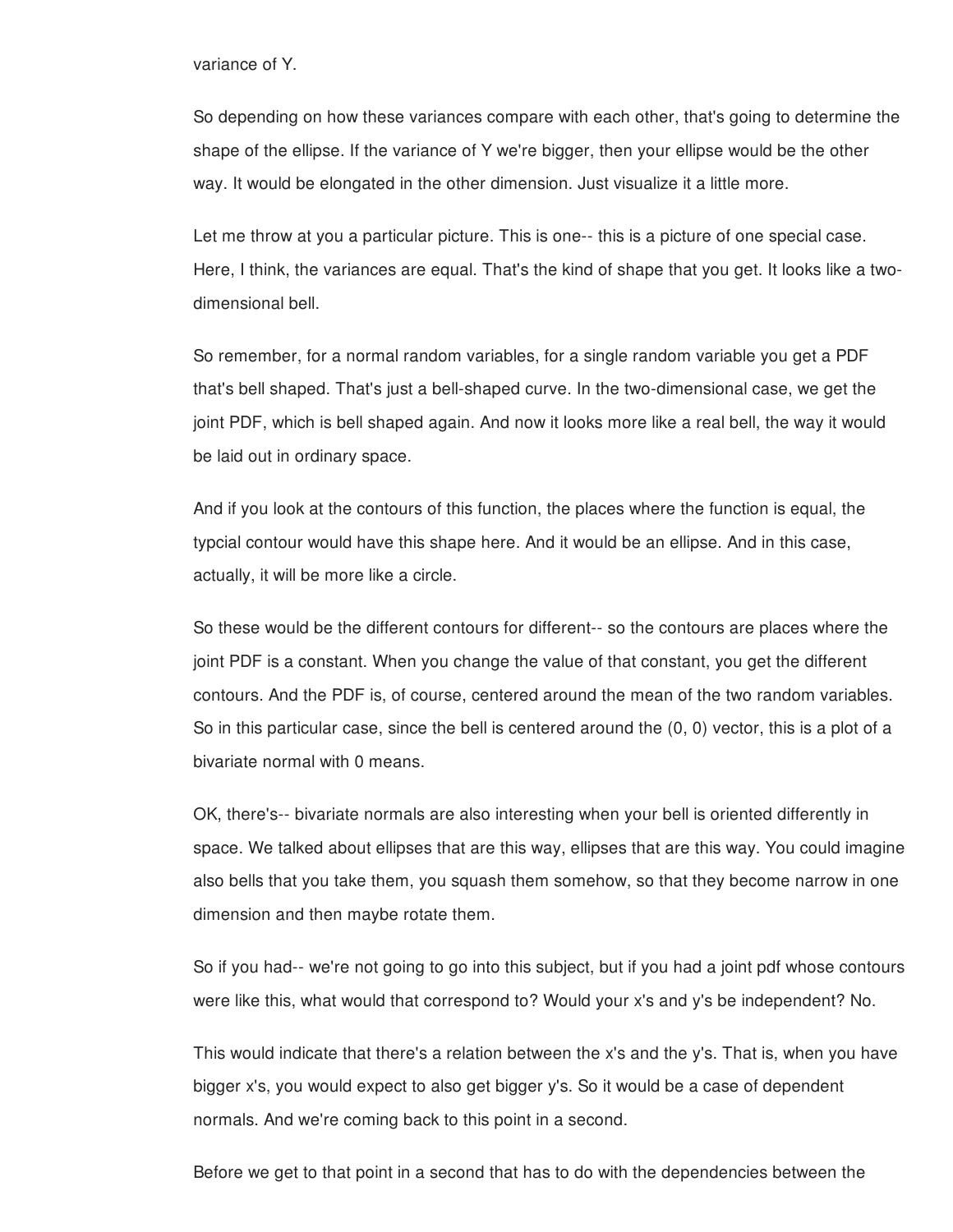variance of Y.

So depending on how these variances compare with each other, that's going to determine the shape of the ellipse. If the variance of Y we're bigger, then your ellipse would be the other way. It would be elongated in the other dimension. Just visualize it a little more.

Let me throw at you a particular picture. This is one-- this is a picture of one special case. Here, I think, the variances are equal. That's the kind of shape that you get. It looks like a two-dimensional bell.

So remember, for a normal random variables, for a single random variable you get a PDF that's bell shaped. That's just a bell-shaped curve. In the two-dimensional case, we get the joint PDF, which is bell shaped again. And now it looks more like a real bell, the way it would be laid out in ordinary space.

And if you look at the contours of this function, the places where the function is equal, the typcial contour would have this shape here. And it would be an ellipse. And in this case, actually, it will be more like a circle.

So these would be the different contours for different-- so the contours are places where the joint PDF is a constant. When you change the value of that constant, you get the different contours. And the PDF is, of course, centered around the mean of the two random variables. So in this particular case, since the bell is centered around the (0, 0) vector, this is a plot of a bivariate normal with 0 means.

OK, there's-- bivariate normals are also interesting when your bell is oriented differently in space. We talked about ellipses that are this way, ellipses that are this way. You could imagine also bells that you take them, you squash them somehow, so that they become narrow in one dimension and then maybe rotate them.

So if you had-- we're not going to go into this subject, but if you had a joint pdf whose contours were like this, what would that correspond to? Would your x's and y's be independent? No.

This would indicate that there's a relation between the x's and the y's. That is, when you have bigger x's, you would expect to also get bigger y's. So it would be a case of dependent normals. And we're coming back to this point in a second.

Before we get to that point in a second that has to do with the dependencies between the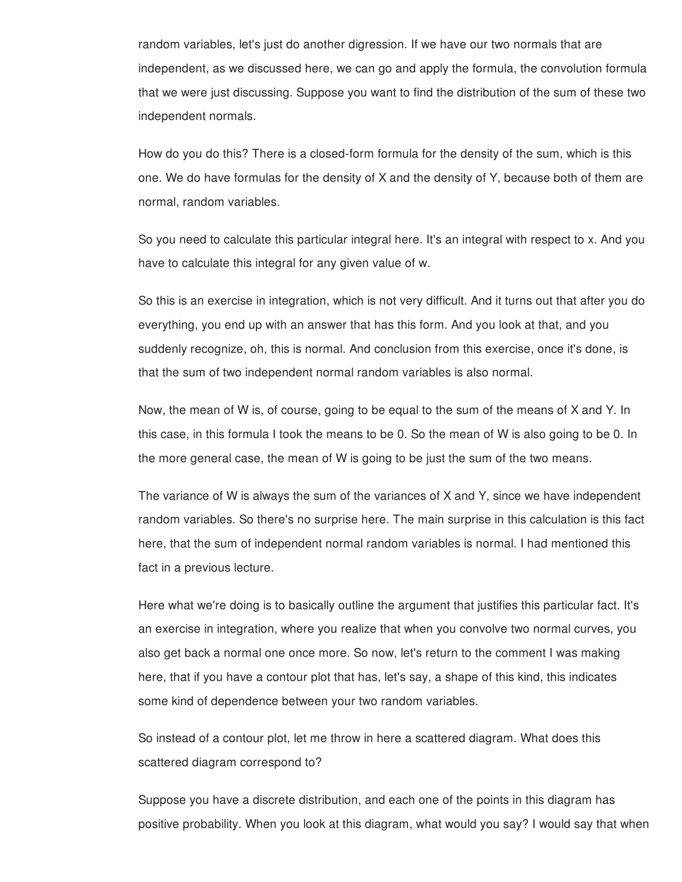random variables, let's just do another digression. If we have our two normals that are independent, as we discussed here, we can go and apply the formula, the convolution formula that we were just discussing. Suppose you want to find the distribution of the sum of these two independent normals.

How do you do this? There is a closed-form formula for the density of the sum, which is this one. We do have formulas for the density of X and the density of Y, because both of them are normal, random variables.

So you need to calculate this particular integral here. It's an integral with respect to x. And you have to calculate this integral for any given value of w.

So this is an exercise in integration, which is not very difficult. And it turns out that after you do everything, you end up with an answer that has this form. And you look at that, and you suddenly recognize, oh, this is normal. And conclusion from this exercise, once it's done, is that the sum of two independent normal random variables is also normal.

Now, the mean of W is, of course, going to be equal to the sum of the means of X and Y. In this case, in this formula I took the means to be 0. So the mean of W is also going to be 0. In the more general case, the mean of W is going to be just the sum of the two means.

The variance of W is always the sum of the variances of X and Y, since we have independent random variables. So there's no surprise here. The main surprise in this calculation is this fact here, that the sum of independent normal random variables is normal. I had mentioned this fact in a previous lecture.

Here what we're doing is to basically outline the argument that justifies this particular fact. It's an exercise in integration, where you realize that when you convolve two normal curves, you also get back a normal one once more. So now, let's return to the comment I was making here, that if you have a contour plot that has, let's say, a shape of this kind, this indicates some kind of dependence between your two random variables.

So instead of a contour plot, let me throw in here a scattered diagram. What does this scattered diagram correspond to?

Suppose you have a discrete distribution, and each one of the points in this diagram has positive probability. When you look at this diagram, what would you say? I would say that when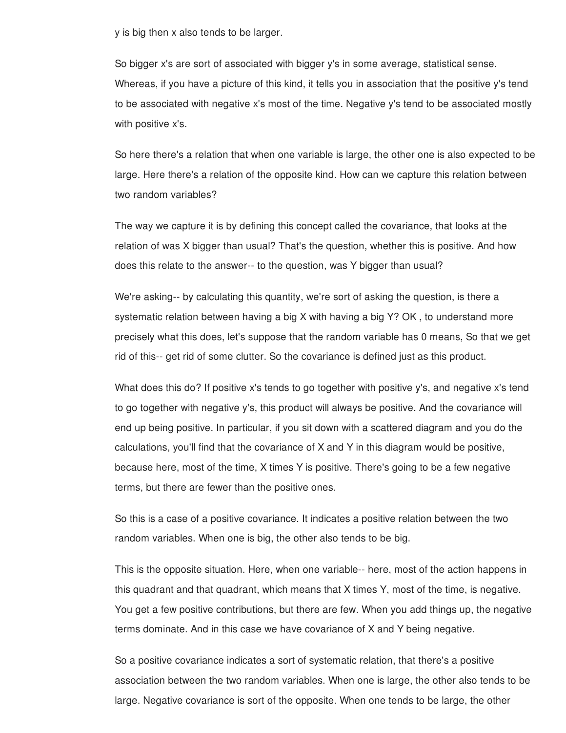y is big then x also tends to be larger.

So bigger x's are sort of associated with bigger y's in some average, statistical sense. Whereas, if you have a picture of this kind, it tells you in association that the positive y's tend to be associated with negative x's most of the time. Negative y's tend to be associated mostly with positive x's.

So here there's a relation that when one variable is large, the other one is also expected to be large. Here there's a relation of the opposite kind. How can we capture this relation between two random variables?

The way we capture it is by defining this concept called the covariance, that looks at the relation of was X bigger than usual? That's the question, whether this is positive. And how does this relate to the answer-- to the question, was Y bigger than usual?

We're asking-- by calculating this quantity, we're sort of asking the question, is there a systematic relation between having a big X with having a big Y? OK , to understand more precisely what this does, let's suppose that the random variable has 0 means, So that we get rid of this-- get rid of some clutter. So the covariance is defined just as this product.

What does this do? If positive x's tends to go together with positive y's, and negative x's tend to go together with negative y's, this product will always be positive. And the covariance will end up being positive. In particular, if you sit down with a scattered diagram and you do the calculations, you'll find that the covariance of X and Y in this diagram would be positive, because here, most of the time, X times Y is positive. There's going to be a few negative terms, but there are fewer than the positive ones.

So this is a case of a positive covariance. It indicates a positive relation between the two random variables. When one is big, the other also tends to be big.

This is the opposite situation. Here, when one variable-- here, most of the action happens in this quadrant and that quadrant, which means that X times Y, most of the time, is negative. You get a few positive contributions, but there are few. When you add things up, the negative terms dominate. And in this case we have covariance of X and Y being negative.

So a positive covariance indicates a sort of systematic relation, that there's a positive association between the two random variables. When one is large, the other also tends to be large. Negative covariance is sort of the opposite. When one tends to be large, the other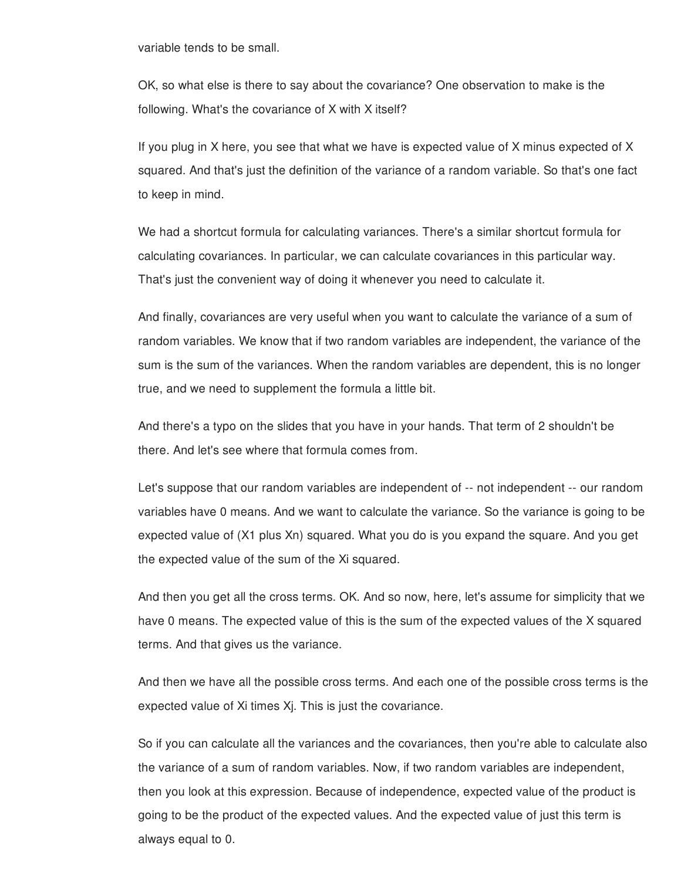variable tends to be small.

OK, so what else is there to say about the covariance? One observation to make is the following. What's the covariance of X with X itself?

If you plug in X here, you see that what we have is expected value of X minus expected of X squared. And that's just the definition of the variance of a random variable. So that's one fact to keep in mind.

We had a shortcut formula for calculating variances. There's a similar shortcut formula for calculating covariances. In particular, we can calculate covariances in this particular way. That's just the convenient way of doing it whenever you need to calculate it.

And finally, covariances are very useful when you want to calculate the variance of a sum of random variables. We know that if two random variables are independent, the variance of the sum is the sum of the variances. When the random variables are dependent, this is no longer true, and we need to supplement the formula a little bit.

And there's a typo on the slides that you have in your hands. That term of 2 shouldn't be there. And let's see where that formula comes from.

Let's suppose that our random variables are independent of -- not independent -- our random variables have 0 means. And we want to calculate the variance. So the variance is going to be expected value of ($X_1$ plus $X_n$) squared. What you do is you expand the square. And you get the expected value of the sum of the $X_i$ squared.

And then you get all the cross terms. OK. And so now, here, let's assume for simplicity that we have 0 means. The expected value of this is the sum of the expected values of the X squared terms. And that gives us the variance.

And then we have all the possible cross terms. And each one of the possible cross terms is the expected value of $X_i$ times $X_j$. This is just the covariance.

So if you can calculate all the variances and the covariances, then you're able to calculate also the variance of a sum of random variables. Now, if two random variables are independent, then you look at this expression. Because of independence, expected value of the product is going to be the product of the expected values. And the expected value of just this term is always equal to 0.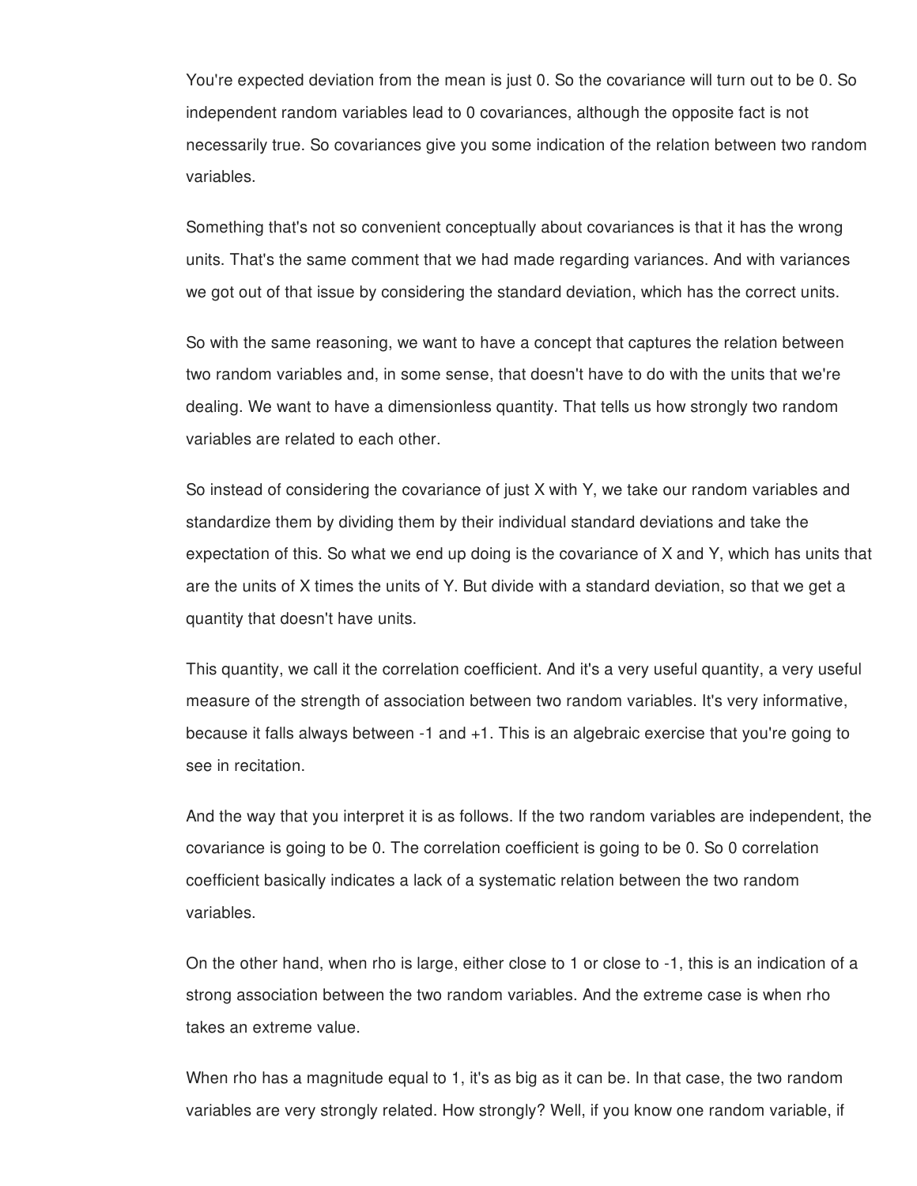You're expected deviation from the mean is just 0. So the covariance will turn out to be 0. So independent random variables lead to 0 covariances, although the opposite fact is not necessarily true. So covariances give you some indication of the relation between two random variables.

Something that's not so convenient conceptually about covariances is that it has the wrong units. That's the same comment that we had made regarding variances. And with variances we got out of that issue by considering the standard deviation, which has the correct units.

So with the same reasoning, we want to have a concept that captures the relation between two random variables and, in some sense, that doesn't have to do with the units that we're dealing. We want to have a dimensionless quantity. That tells us how strongly two random variables are related to each other.

So instead of considering the covariance of just X with Y, we take our random variables and standardize them by dividing them by their individual standard deviations and take the expectation of this. So what we end up doing is the covariance of X and Y, which has units that are the units of X times the units of Y. But divide with a standard deviation, so that we get a quantity that doesn't have units.

This quantity, we call it the correlation coefficient. And it's a very useful quantity, a very useful measure of the strength of association between two random variables. It's very informative, because it falls always between -1 and +1. This is an algebraic exercise that you're going to see in recitation.

And the way that you interpret it is as follows. If the two random variables are independent, the covariance is going to be 0. The correlation coefficient is going to be 0. So 0 correlation coefficient basically indicates a lack of a systematic relation between the two random variables.

On the other hand, when rho is large, either close to 1 or close to -1, this is an indication of a strong association between the two random variables. And the extreme case is when rho takes an extreme value.

When rho has a magnitude equal to 1, it's as big as it can be. In that case, the two random variables are very strongly related. How strongly? Well, if you know one random variable, if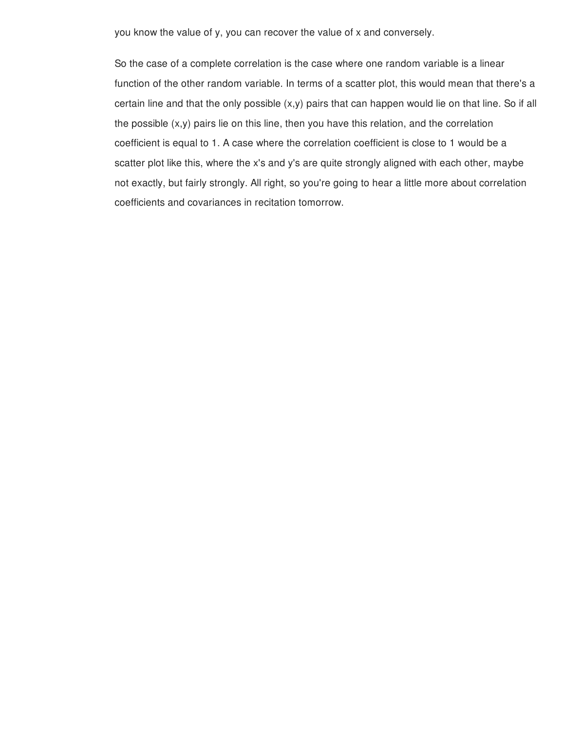you know the value of y, you can recover the value of x and conversely.

So the case of a complete correlation is the case where one random variable is a linear function of the other random variable. In terms of a scatter plot, this would mean that there's a certain line and that the only possible (x,y) pairs that can happen would lie on that line. So if all the possible (x,y) pairs lie on this line, then you have this relation, and the correlation coefficient is equal to 1. A case where the correlation coefficient is close to 1 would be a scatter plot like this, where the x's and y's are quite strongly aligned with each other, maybe not exactly, but fairly strongly. All right, so you're going to hear a little more about correlation coefficients and covariances in recitation tomorrow.